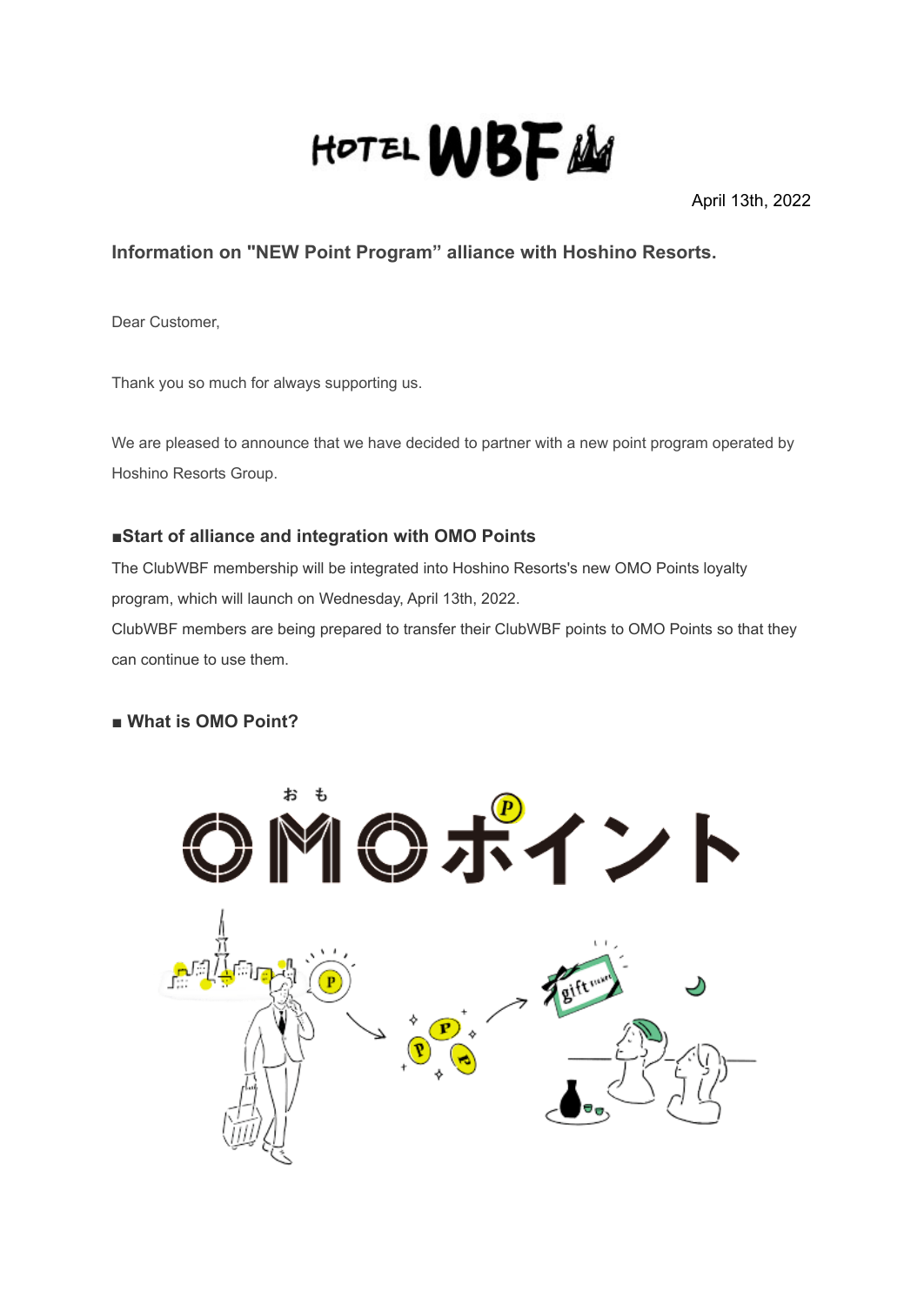HOTEL WBF

April 13th, 2022

## Information on "NEW Point Program" alliance with Hoshino Resorts.

Dear Customer,

Thank you so much for always supporting us.

We are pleased to announce that we have decided to partner with a new point program operated by Hoshino Resorts Group.

### ■Start of alliance and integration with OMO Points

The ClubWBF membership will be integrated into Hoshino Resorts's new OMO Points loyalty program, which will launch on Wednesday, April 13th, 2022.

ClubWBF members are being prepared to transfer their ClubWBF points to OMO Points so that they can continue to use them.

### ■ What is OMO Point?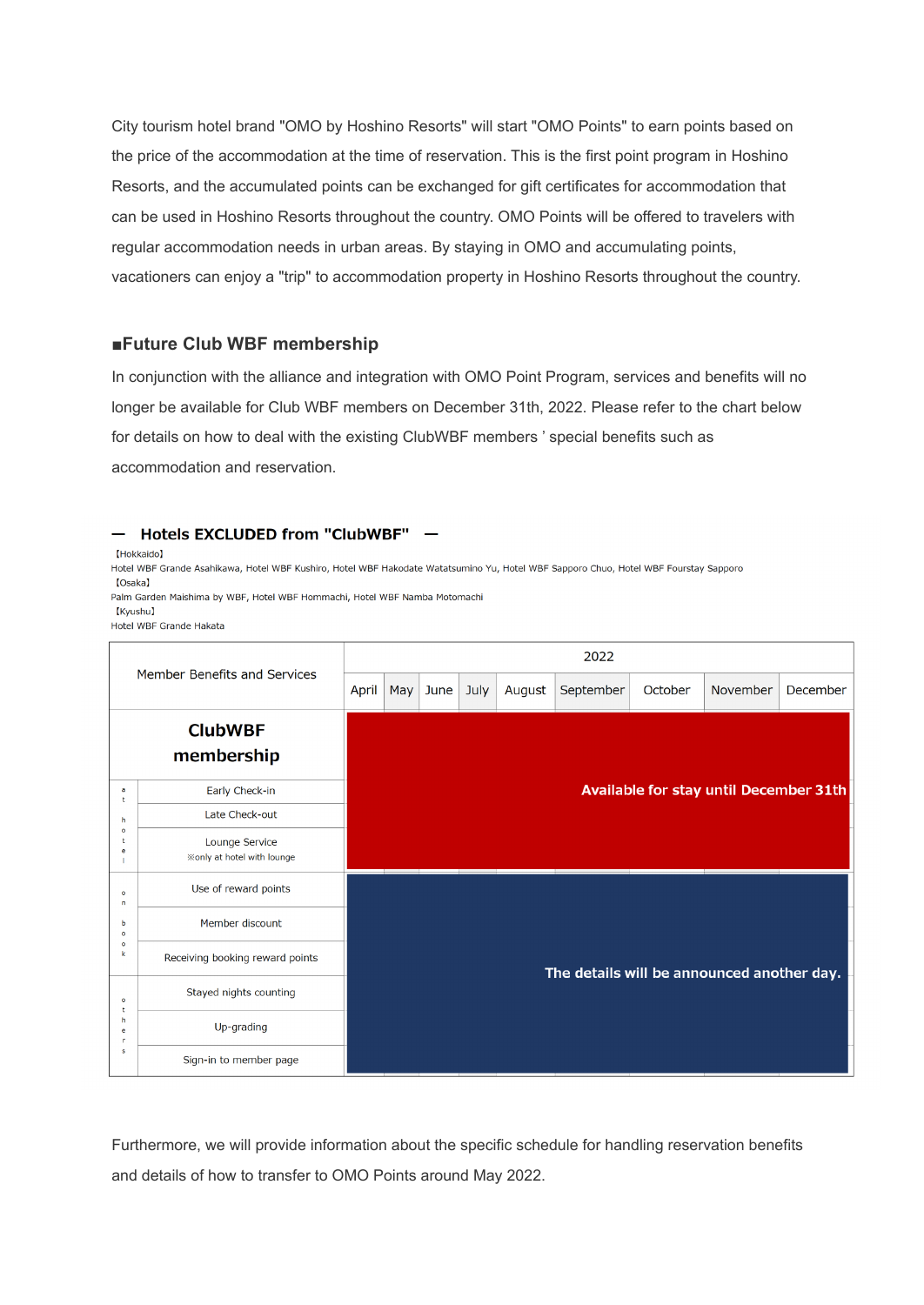City tourism hotel brand "OMO by Hoshino Resorts" will start "OMO Points" to earn points based on the price of the accommodation at the time of reservation. This is the first point program in Hoshino Resorts, and the accumulated points can be exchanged for gift certificates for accommodation that can be used in Hoshino Resorts throughout the country. OMO Points will be offered to travelers with regular accommodation needs in urban areas. By staying in OMO and accumulating points, vacationers can enjoy a "trip" to accommodation property in Hoshino Resorts throughout the country.

## ■Future Club WBF membership

In conjunction with the alliance and integration with OMO Point Program, services and benefits will no longer be available for Club WBF members on December 31th, 2022. Please refer to the chart below for details on how to deal with the existing ClubWBF members ' special benefits such as accommodation and reservation.

### — Hotels EXCLUDED from "ClubWBF" —

【Hokkaido】
Hotel WBF Grande Asahikawa, Hotel WBF Kushiro, Hotel WBF Hakodate Watatsumino Yu, Hotel WBF Sapporo Chuo, Hotel WBF Fourstay Sapporo
【Osaka】
Palm Garden Maishima by WBF, Hotel WBF Hommachi, Hotel WBF Namba Motomachi
【Kyushu】
Hotel WBF Grande Hakata

| Member Benefits and Services | | 2022 | | | | | | | | |
|---|---|---|---|---|---|---|---|---|---|---|
| | | April | May | June | July | August | September | October | November | December |
| **ClubWBF membership** | | | | | | | | | | |
| at hotel | Early Check-in | Available for stay until December 31th | | | | | | | | |
| | Late Check-out | | | | | | | | | |
| | Lounge Service ※only at hotel with lounge | | | | | | | | | |
| on book | Use of reward points | The details will be announced another day. | | | | | | | | |
| | Member discount | | | | | | | | | |
| | Receiving booking reward points | | | | | | | | | |
| others | Stayed nights counting | | | | | | | | | |
| | Up-grading | | | | | | | | | |
| | Sign-in to member page | | | | | | | | | |

Furthermore, we will provide information about the specific schedule for handling reservation benefits and details of how to transfer to OMO Points around May 2022.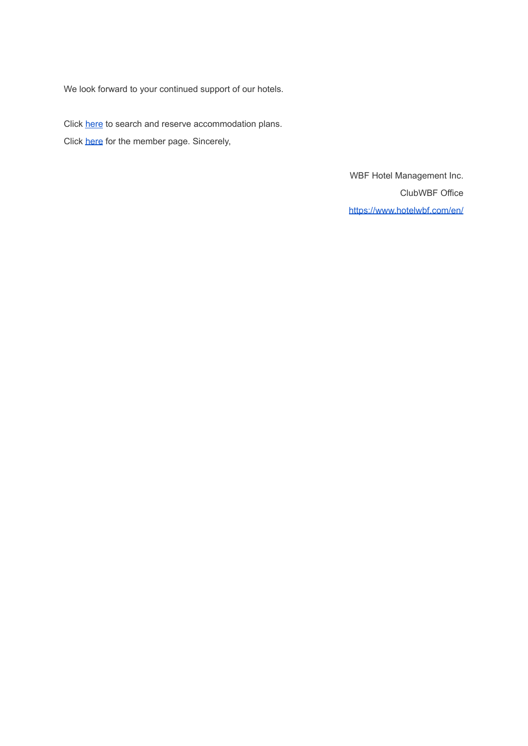We look forward to your continued support of our hotels.

Click here to search and reserve accommodation plans.

Click here for the member page. Sincerely,

WBF Hotel Management Inc.

ClubWBF Office

https://www.hotelwbf.com/en/